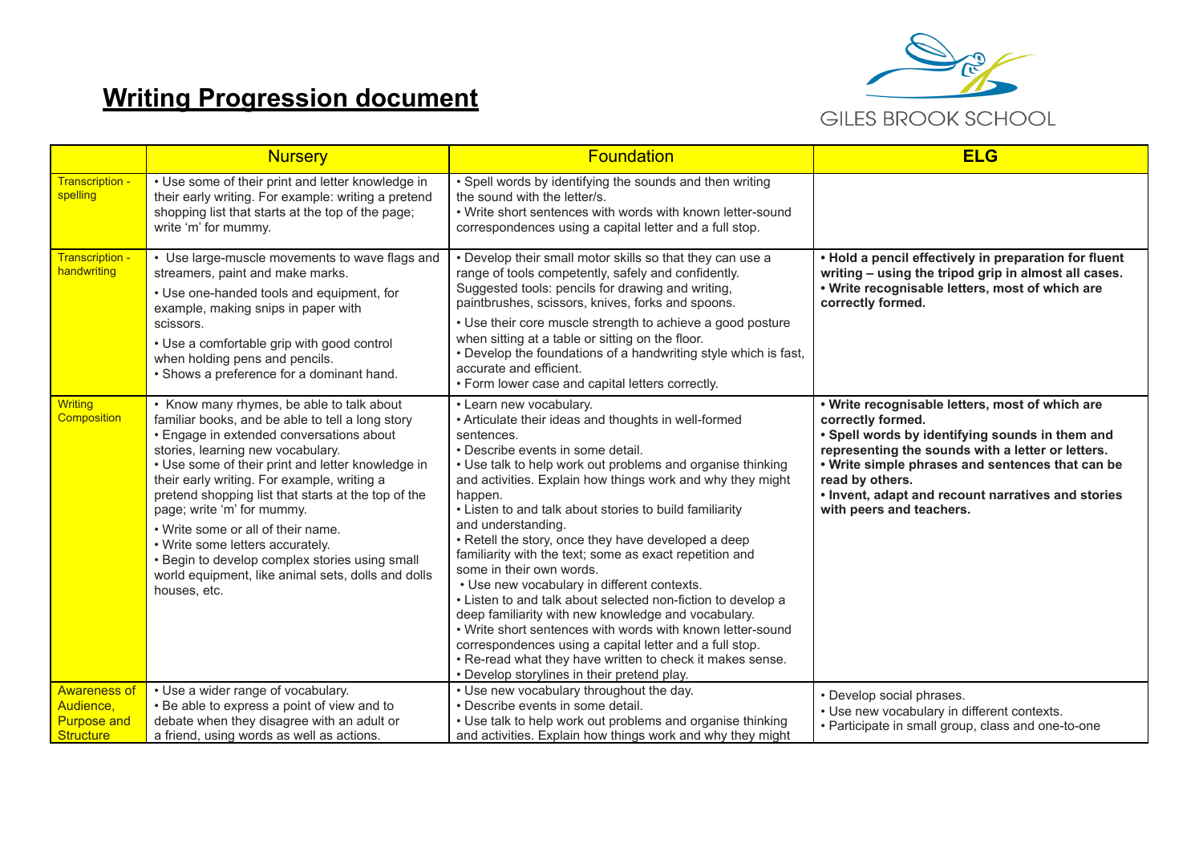# Writing Progression document

GILES BROOK SCHOOL

| | Nursery | Foundation | ELG |
|---|---|---|---|
| Transcription - spelling | • Use some of their print and letter knowledge in their early writing. For example: writing a pretend shopping list that starts at the top of the page; write 'm' for mummy. | • Spell words by identifying the sounds and then writing the sound with the letter/s.<br>• Write short sentences with words with known letter-sound correspondences using a capital letter and a full stop. | |
| Transcription - handwriting | • Use large-muscle movements to wave flags and streamers, paint and make marks.<br>• Use one-handed tools and equipment, for example, making snips in paper with scissors.<br>• Use a comfortable grip with good control when holding pens and pencils.<br>• Shows a preference for a dominant hand. | • Develop their small motor skills so that they can use a range of tools competently, safely and confidently. Suggested tools: pencils for drawing and writing, paintbrushes, scissors, knives, forks and spoons.<br>• Use their core muscle strength to achieve a good posture when sitting at a table or sitting on the floor.<br>• Develop the foundations of a handwriting style which is fast, accurate and efficient.<br>• Form lower case and capital letters correctly. | **• Hold a pencil effectively in preparation for fluent writing – using the tripod grip in almost all cases.**<br>**• Write recognisable letters, most of which are correctly formed.** |
| Writing Composition | • Know many rhymes, be able to talk about familiar books, and be able to tell a long story<br>• Engage in extended conversations about stories, learning new vocabulary.<br>• Use some of their print and letter knowledge in their early writing. For example, writing a pretend shopping list that starts at the top of the page; write 'm' for mummy.<br>• Write some or all of their name.<br>• Write some letters accurately.<br>• Begin to develop complex stories using small world equipment, like animal sets, dolls and dolls houses, etc. | • Learn new vocabulary.<br>• Articulate their ideas and thoughts in well-formed sentences.<br>• Describe events in some detail.<br>• Use talk to help work out problems and organise thinking and activities. Explain how things work and why they might happen.<br>• Listen to and talk about stories to build familiarity and understanding.<br>• Retell the story, once they have developed a deep familiarity with the text; some as exact repetition and some in their own words.<br>• Use new vocabulary in different contexts.<br>• Listen to and talk about selected non-fiction to develop a deep familiarity with new knowledge and vocabulary.<br>• Write short sentences with words with known letter-sound correspondences using a capital letter and a full stop.<br>• Re-read what they have written to check it makes sense.<br>• Develop storylines in their pretend play. | **• Write recognisable letters, most of which are correctly formed.**<br>**• Spell words by identifying sounds in them and representing the sounds with a letter or letters.**<br>**• Write simple phrases and sentences that can be read by others.**<br>**• Invent, adapt and recount narratives and stories with peers and teachers.** |
| Awareness of Audience, Purpose and Structure | • Use a wider range of vocabulary.<br>• Be able to express a point of view and to debate when they disagree with an adult or a friend, using words as well as actions. | • Use new vocabulary throughout the day.<br>• Describe events in some detail.<br>• Use talk to help work out problems and organise thinking and activities. Explain how things work and why they might | • Develop social phrases.<br>• Use new vocabulary in different contexts.<br>• Participate in small group, class and one-to-one |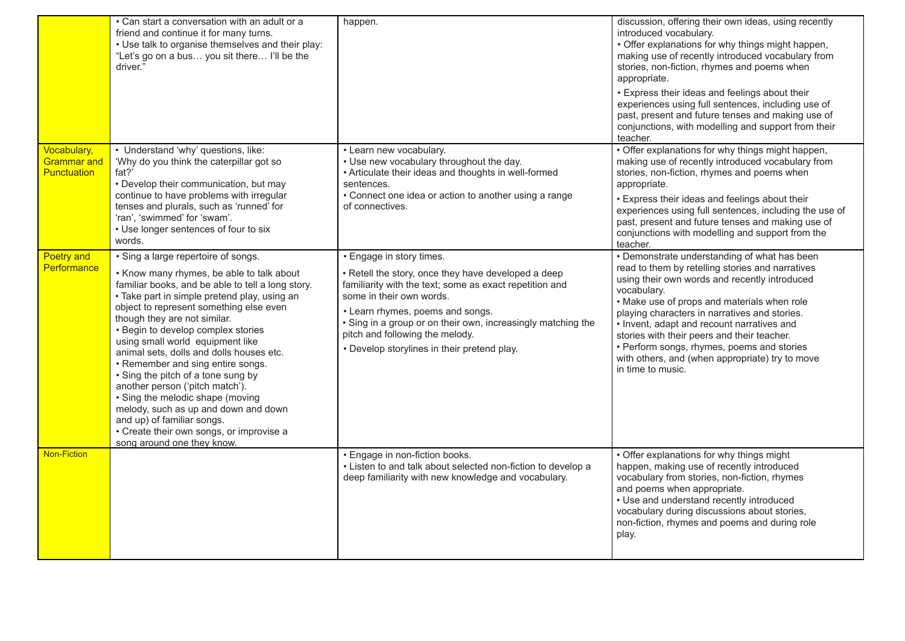| | | | |
|---|---|---|---|
| | • Can start a conversation with an adult or a friend and continue it for many turns.<br>• Use talk to organise themselves and their play: "Let's go on a bus… you sit there… I'll be the driver." | happen. | discussion, offering their own ideas, using recently introduced vocabulary.<br>• Offer explanations for why things might happen, making use of recently introduced vocabulary from stories, non-fiction, rhymes and poems when appropriate.<br>• Express their ideas and feelings about their experiences using full sentences, including use of past, present and future tenses and making use of conjunctions, with modelling and support from their teacher. |
| Vocabulary, Grammar and Punctuation | • Understand 'why' questions, like: 'Why do you think the caterpillar got so fat?'<br>• Develop their communication, but may continue to have problems with irregular tenses and plurals, such as 'runned' for 'ran', 'swimmed' for 'swam'.<br>• Use longer sentences of four to six words. | • Learn new vocabulary.<br>• Use new vocabulary throughout the day.<br>• Articulate their ideas and thoughts in well-formed sentences.<br>• Connect one idea or action to another using a range of connectives. | • Offer explanations for why things might happen, making use of recently introduced vocabulary from stories, non-fiction, rhymes and poems when appropriate.<br>• Express their ideas and feelings about their experiences using full sentences, including the use of past, present and future tenses and making use of conjunctions with modelling and support from the teacher. |
| Poetry and Performance | • Sing a large repertoire of songs.<br>• Know many rhymes, be able to talk about familiar books, and be able to tell a long story.<br>• Take part in simple pretend play, using an object to represent something else even though they are not similar.<br>• Begin to develop complex stories using small world equipment like animal sets, dolls and dolls houses etc.<br>• Remember and sing entire songs.<br>• Sing the pitch of a tone sung by another person ('pitch match').<br>• Sing the melodic shape (moving melody, such as up and down and down and up) of familiar songs.<br>• Create their own songs, or improvise a song around one they know. | • Engage in story times.<br>• Retell the story, once they have developed a deep familiarity with the text; some as exact repetition and some in their own words.<br>• Learn rhymes, poems and songs.<br>• Sing in a group or on their own, increasingly matching the pitch and following the melody.<br>• Develop storylines in their pretend play. | • Demonstrate understanding of what has been read to them by retelling stories and narratives using their own words and recently introduced vocabulary.<br>• Make use of props and materials when role playing characters in narratives and stories.<br>• Invent, adapt and recount narratives and stories with their peers and their teacher.<br>• Perform songs, rhymes, poems and stories with others, and (when appropriate) try to move in time to music. |
| Non-Fiction | | • Engage in non-fiction books.<br>• Listen to and talk about selected non-fiction to develop a deep familiarity with new knowledge and vocabulary. | • Offer explanations for why things might happen, making use of recently introduced vocabulary from stories, non-fiction, rhymes and poems when appropriate.<br>• Use and understand recently introduced vocabulary during discussions about stories, non-fiction, rhymes and poems and during role play. |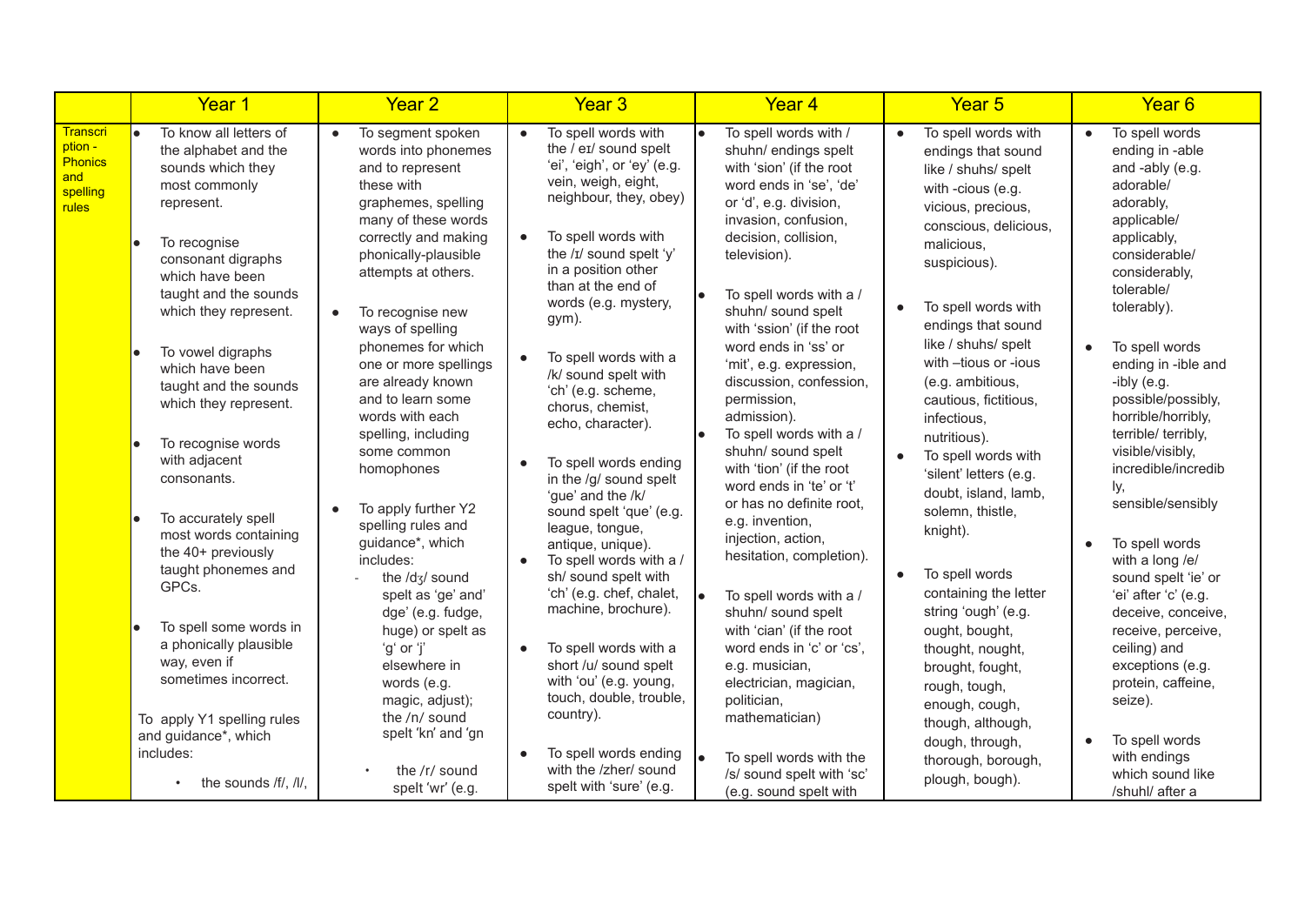| Transcription - Phonics and spelling rules | Year 1 | Year 2 | Year 3 | Year 4 | Year 5 | Year 6 |
|---|---|---|---|---|---|---|
| | • To know all letters of the alphabet and the sounds which they most commonly represent.<br><br>• To recognise consonant digraphs which have been taught and the sounds which they represent.<br><br>• To vowel digraphs which have been taught and the sounds which they represent.<br><br>• To recognise words with adjacent consonants.<br><br>• To accurately spell most words containing the 40+ previously taught phonemes and GPCs.<br><br>• To spell some words in a phonically plausible way, even if sometimes incorrect.<br><br>To apply Y1 spelling rules and guidance*, which includes:<br>• the sounds /f/, /l/, | • To segment spoken words into phonemes and to represent these with graphemes, spelling many of these words correctly and making phonically-plausible attempts at others.<br><br>• To recognise new ways of spelling phonemes for which one or more spellings are already known and to learn some words with each spelling, including some common homophones<br><br>• To apply further Y2 spelling rules and guidance*, which includes:<br>- the /dʒ/ sound spelt as 'ge' and' dge' (e.g. fudge, huge) or spelt as 'g' or 'j' elsewhere in words (e.g. magic, adjust); the /n/ sound spelt 'kn' and 'gn<br><br>• the /r/ sound spelt 'wr' (e.g. | • To spell words with the / eɪ/ sound spelt 'ei', 'eigh', or 'ey' (e.g. vein, weigh, eight, neighbour, they, obey)<br><br>• To spell words with the /ɪ/ sound spelt 'y' in a position other than at the end of words (e.g. mystery, gym).<br><br>• To spell words with a /k/ sound spelt with 'ch' (e.g. scheme, chorus, chemist, echo, character).<br><br>• To spell words ending in the /g/ sound spelt 'gue' and the /k/ sound spelt 'que' (e.g. league, tongue, antique, unique).<br>• To spell words with a / sh/ sound spelt with 'ch' (e.g. chef, chalet, machine, brochure).<br><br>• To spell words with a short /u/ sound spelt with 'ou' (e.g. young, touch, double, trouble, country).<br><br>• To spell words ending with the /zher/ sound spelt with 'sure' (e.g. | • To spell words with / shuhn/ endings spelt with 'sion' (if the root word ends in 'se', 'de' or 'd', e.g. division, invasion, confusion, decision, collision, television).<br><br>• To spell words with a / shuhn/ sound spelt with 'ssion' (if the root word ends in 'ss' or 'mit', e.g. expression, discussion, confession, permission, admission).<br>• To spell words with a / shuhn/ sound spelt with 'tion' (if the root word ends in 'te' or 't' or has no definite root, e.g. invention, injection, action, hesitation, completion).<br><br>• To spell words with a / shuhn/ sound spelt with 'cian' (if the root word ends in 'c' or 'cs', e.g. musician, electrician, magician, politician, mathematician)<br><br>• To spell words with the /s/ sound spelt with 'sc' (e.g. sound spelt with | • To spell words with endings that sound like / shuhs/ spelt with -cious (e.g. vicious, precious, conscious, delicious, malicious, suspicious).<br><br>• To spell words with endings that sound like / shuhs/ spelt with –tious or -ious (e.g. ambitious, cautious, fictitious, infectious, nutritious).<br>• To spell words with 'silent' letters (e.g. doubt, island, lamb, solemn, thistle, knight).<br><br>• To spell words containing the letter string 'ough' (e.g. ought, bought, thought, nought, brought, fought, rough, tough, enough, cough, though, although, dough, through, thorough, borough, plough, bough). | • To spell words ending in -able and -ably (e.g. adorable/ adorably, applicable/ applicably, considerable/ considerably, tolerable/ tolerably).<br><br>• To spell words ending in -ible and -ibly (e.g. possible/possibly, horrible/horribly, terrible/ terribly, visible/visibly, incredible/incredibly, sensible/sensibly<br><br>• To spell words with a long /e/ sound spelt 'ie' or 'ei' after 'c' (e.g. deceive, conceive, receive, perceive, ceiling) and exceptions (e.g. protein, caffeine, seize).<br><br>• To spell words with endings which sound like /shuhl/ after a |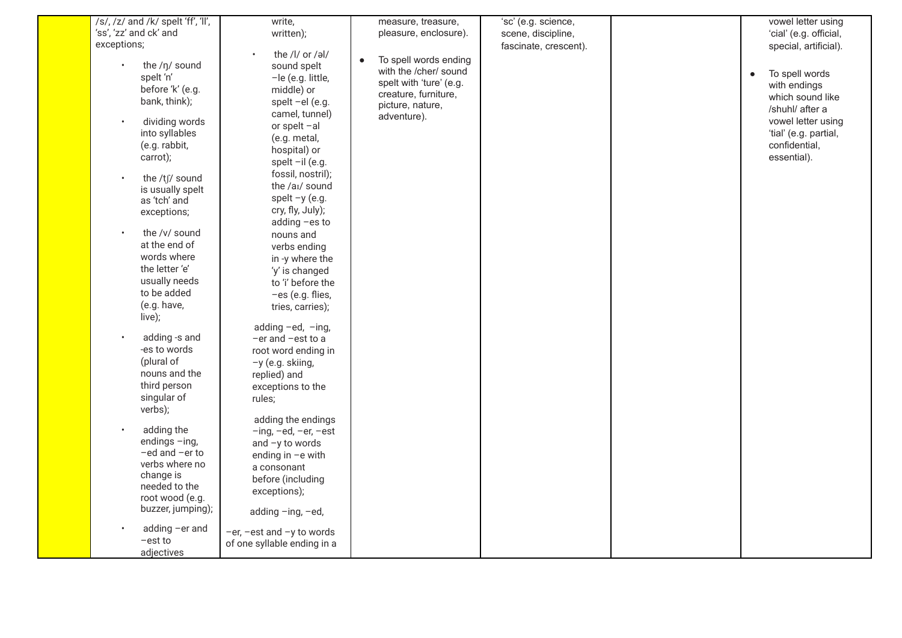|  | /s/, /z/ and /k/ spelt 'ff', 'll', 'ss', 'zz' and ck' and exceptions;<br>• the /ŋ/ sound spelt 'n' before 'k' (e.g. bank, think);<br>• dividing words into syllables (e.g. rabbit, carrot);<br>• the /tʃ/ sound is usually spelt as 'tch' and exceptions;<br>• the /v/ sound at the end of words where the letter 'e' usually needs to be added (e.g. have, live);<br>• adding -s and -es to words (plural of nouns and the third person singular of verbs);<br>• adding the endings –ing, –ed and –er to verbs where no change is needed to the root wood (e.g. buzzer, jumping);<br>• adding –er and –est to adjectives | write, written);<br>• the /l/ or /əl/ sound spelt –le (e.g. little, middle) or spelt –el (e.g. camel, tunnel) or spelt –al (e.g. metal, hospital) or spelt –il (e.g. fossil, nostril); the /aɪ/ sound spelt –y (e.g. cry, fly, July); adding –es to nouns and verbs ending in -y where the 'y' is changed to 'i' before the –es (e.g. flies, tries, carries);<br>adding –ed, –ing, –er and –est to a root word ending in –y (e.g. skiing, replied) and exceptions to the rules;<br>adding the endings –ing, –ed, –er, –est and –y to words ending in –e with a consonant before (including exceptions);<br>adding –ing, –ed,<br>–er, –est and –y to words of one syllable ending in a | measure, treasure, pleasure, enclosure).<br>• To spell words ending with the /cher/ sound spelt with 'ture' (e.g. creature, furniture, picture, nature, adventure). | 'sc' (e.g. science, scene, discipline, fascinate, crescent). |  | vowel letter using 'cial' (e.g. official, special, artificial).<br>• To spell words with endings which sound like /shuhl/ after a vowel letter using 'tial' (e.g. partial, confidential, essential). |
|---|---|---|---|---|---|---|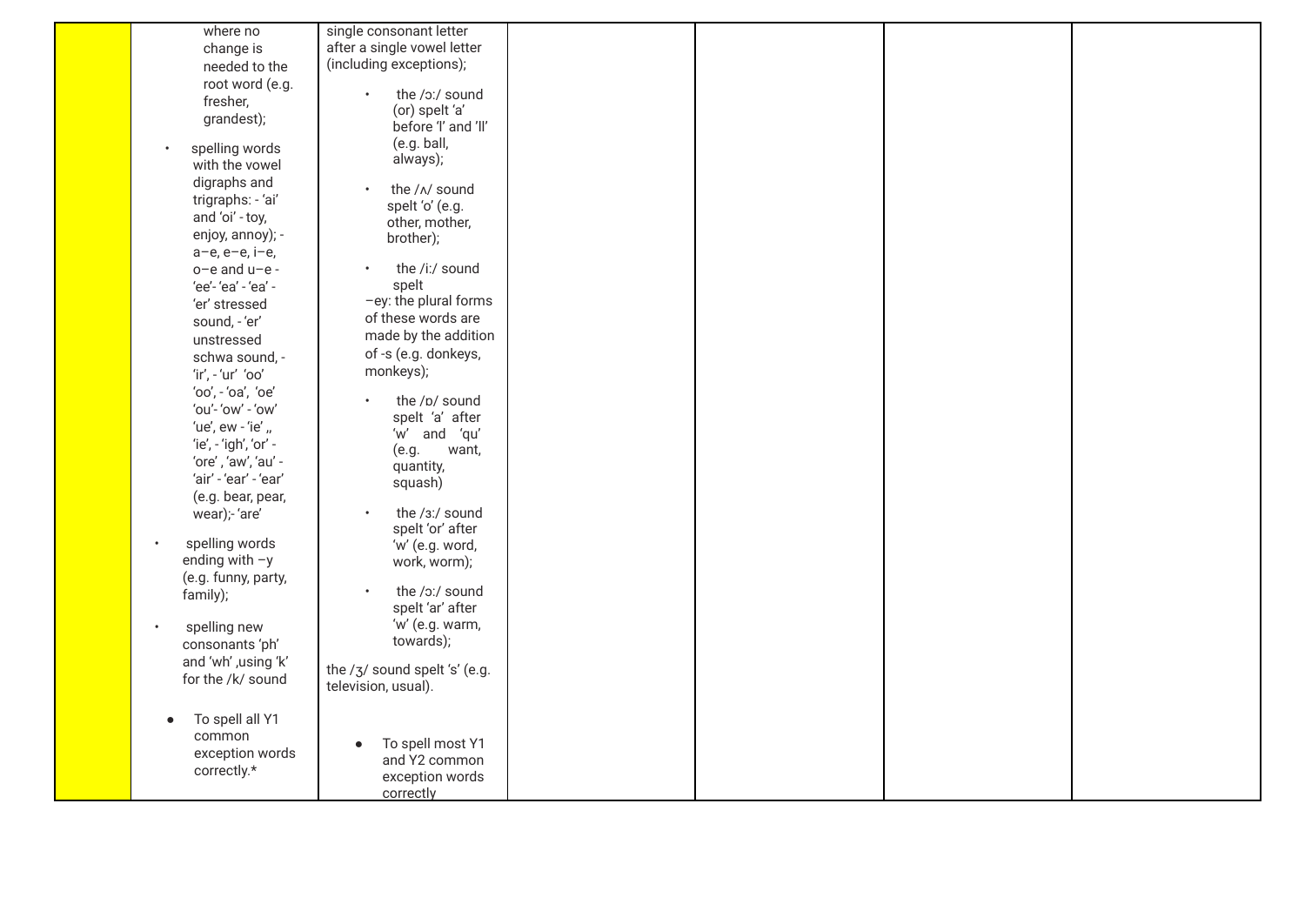|  |  |  |  |  |  |  |
|---|---|---|---|---|---|---|
|  | where no change is needed to the root word (e.g. fresher, grandest);<br><br>• spelling words with the vowel digraphs and trigraphs: - 'ai' and 'oi' - toy, enjoy, annoy); - a–e, e–e, i–e, o–e and u–e - 'ee'- 'ea' - 'ea' - 'er' stressed sound, - 'er' unstressed schwa sound, - 'ir', - 'ur' 'oo' 'oo', - 'oa', 'oe' 'ou'- 'ow' - 'ow' 'ue', ew - 'ie' ,, 'ie', - 'igh', 'or' - 'ore' , 'aw', 'au' - 'air' - 'ear' - 'ear' (e.g. bear, pear, wear);- 'are'<br><br>• spelling words ending with –y (e.g. funny, party, family);<br><br>• spelling new consonants 'ph' and 'wh' ,using 'k' for the /k/ sound<br><br>• To spell all Y1 common exception words correctly.* | single consonant letter after a single vowel letter (including exceptions);<br><br>• the /ɔ:/ sound (or) spelt 'a' before 'l' and 'll' (e.g. ball, always);<br><br>• the /ʌ/ sound spelt 'o' (e.g. other, mother, brother);<br><br>• the /i:/ sound spelt –ey: the plural forms of these words are made by the addition of -s (e.g. donkeys, monkeys);<br><br>• the /ɒ/ sound spelt 'a' after 'w' and 'qu' (e.g. want, quantity, squash)<br><br>• the /ɜ:/ sound spelt 'or' after 'w' (e.g. word, work, worm);<br><br>• the /ɔ:/ sound spelt 'ar' after 'w' (e.g. warm, towards);<br><br>the /ʒ/ sound spelt 's' (e.g. television, usual).<br><br>• To spell most Y1 and Y2 common exception words correctly |  |  |  |  |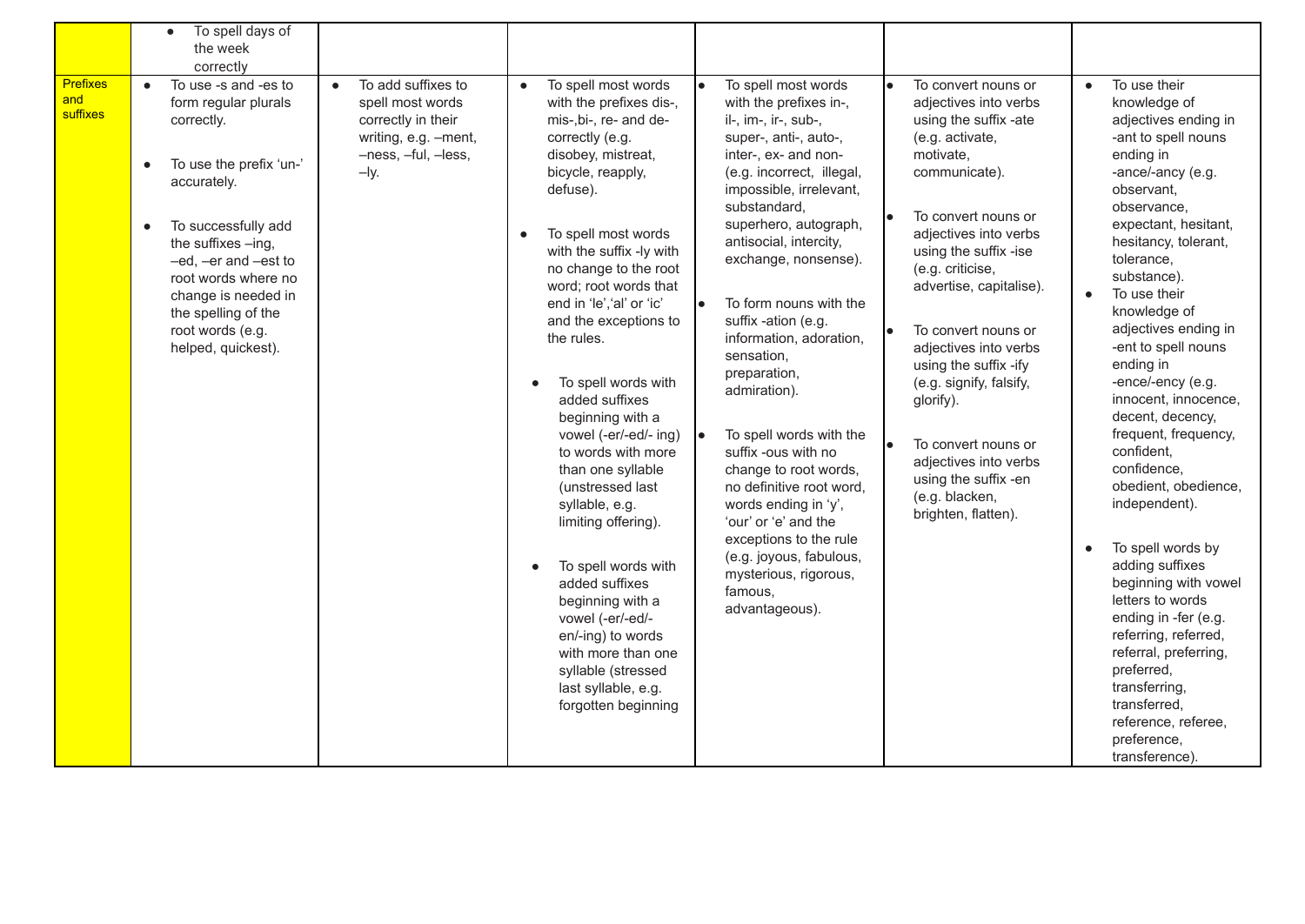|  |  |  |  |  |  |  |
|---|---|---|---|---|---|---|
|  | • To spell days of the week correctly |  |  |  |  |  |
| Prefixes and suffixes | • To use -s and -es to form regular plurals correctly.<br><br>• To use the prefix 'un-' accurately.<br><br>• To successfully add the suffixes –ing, –ed, –er and –est to root words where no change is needed in the spelling of the root words (e.g. helped, quickest). | • To add suffixes to spell most words correctly in their writing, e.g. –ment, –ness, –ful, –less, –ly. | • To spell most words with the prefixes dis-, mis-,bi-, re- and de- correctly (e.g. disobey, mistreat, bicycle, reapply, defuse).<br><br>• To spell most words with the suffix -ly with no change to the root word; root words that end in 'le','al' or 'ic' and the exceptions to the rules.<br><br>• To spell words with added suffixes beginning with a vowel (-er/-ed/- ing) to words with more than one syllable (unstressed last syllable, e.g. limiting offering).<br><br>• To spell words with added suffixes beginning with a vowel (-er/-ed/- en/-ing) to words with more than one syllable (stressed last syllable, e.g. forgotten beginning | • To spell most words with the prefixes in-, il-, im-, ir-, sub-, super-, anti-, auto-, inter-, ex- and non- (e.g. incorrect, illegal, impossible, irrelevant, substandard, superhero, autograph, antisocial, intercity, exchange, nonsense).<br><br>• To form nouns with the suffix -ation (e.g. information, adoration, sensation, preparation, admiration).<br><br>• To spell words with the suffix -ous with no change to root words, no definitive root word, words ending in 'y', 'our' or 'e' and the exceptions to the rule (e.g. joyous, fabulous, mysterious, rigorous, famous, advantageous). | • To convert nouns or adjectives into verbs using the suffix -ate (e.g. activate, motivate, communicate).<br><br>• To convert nouns or adjectives into verbs using the suffix -ise (e.g. criticise, advertise, capitalise).<br><br>• To convert nouns or adjectives into verbs using the suffix -ify (e.g. signify, falsify, glorify).<br><br>• To convert nouns or adjectives into verbs using the suffix -en (e.g. blacken, brighten, flatten). | • To use their knowledge of adjectives ending in -ant to spell nouns ending in -ance/-ancy (e.g. observant, observance, expectant, hesitant, hesitancy, tolerant, tolerance, substance).<br>• To use their knowledge of adjectives ending in -ent to spell nouns ending in -ence/-ency (e.g. innocent, innocence, decent, decency, frequent, frequency, confident, confidence, obedient, obedience, independent).<br><br>• To spell words by adding suffixes beginning with vowel letters to words ending in -fer (e.g. referring, referred, referral, preferring, preferred, transferring, transferred, reference, referee, preference, transference). |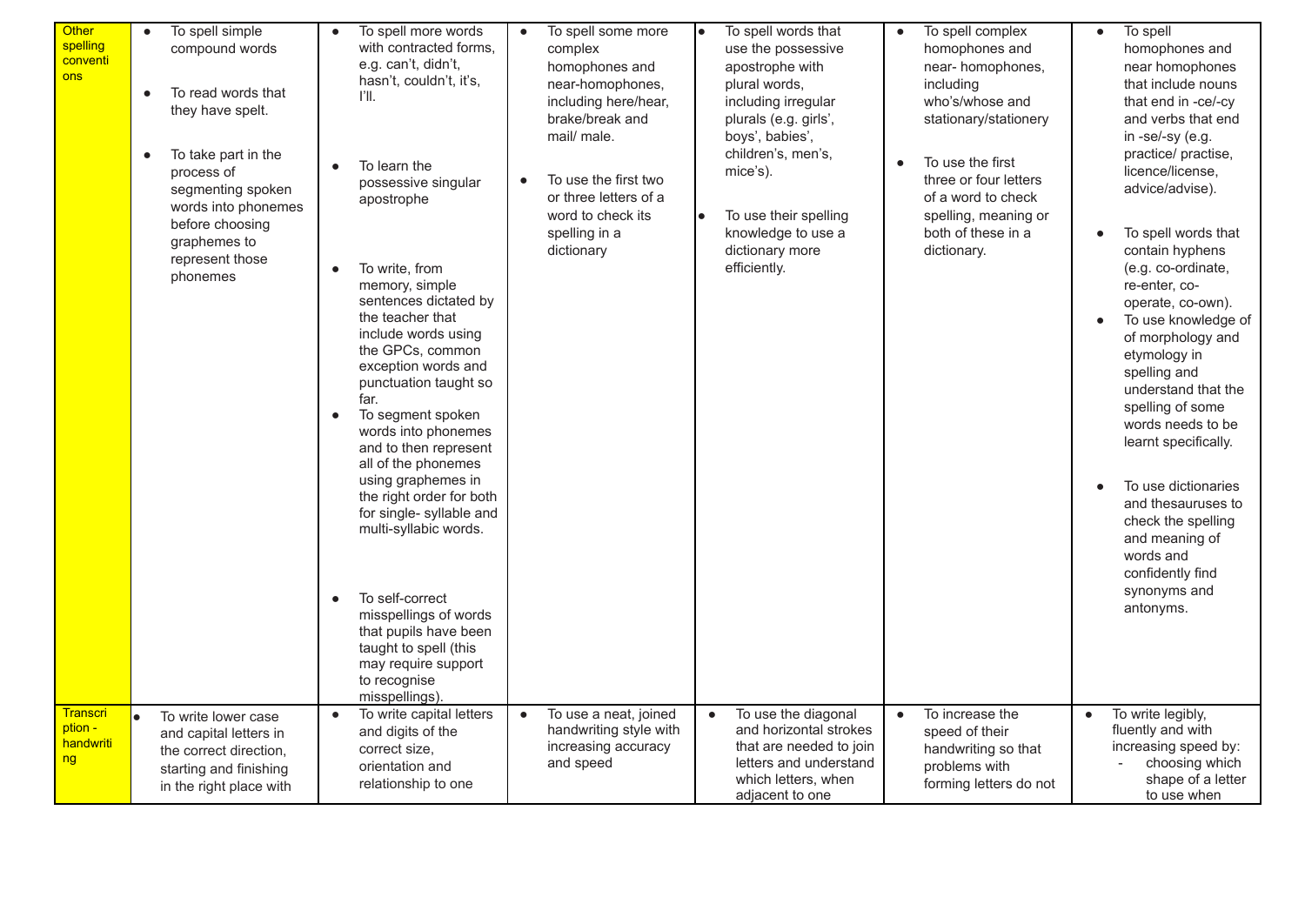| | | | | | | |
|---|---|---|---|---|---|---|
| Other spelling conventions | • To spell simple compound words<br><br>• To read words that they have spelt.<br><br>• To take part in the process of segmenting spoken words into phonemes before choosing graphemes to represent those phonemes | • To spell more words with contracted forms, e.g. can't, didn't, hasn't, couldn't, it's, I'll.<br><br>• To learn the possessive singular apostrophe<br><br>• To write, from memory, simple sentences dictated by the teacher that include words using the GPCs, common exception words and punctuation taught so far.<br>• To segment spoken words into phonemes and to then represent all of the phonemes using graphemes in the right order for both for single- syllable and multi-syllabic words.<br><br>• To self-correct misspellings of words that pupils have been taught to spell (this may require support to recognise misspellings). | • To spell some more complex homophones and near-homophones, including here/hear, brake/break and mail/ male.<br><br>• To use the first two or three letters of a word to check its spelling in a dictionary | • To spell words that use the possessive apostrophe with plural words, including irregular plurals (e.g. girls', boys', babies', children's, men's, mice's).<br><br>• To use their spelling knowledge to use a dictionary more efficiently. | • To spell complex homophones and near- homophones, including who's/whose and stationary/stationery<br><br>• To use the first three or four letters of a word to check spelling, meaning or both of these in a dictionary. | • To spell homophones and near homophones that include nouns that end in -ce/-cy and verbs that end in -se/-sy (e.g. practice/ practise, licence/license, advice/advise).<br><br>• To spell words that contain hyphens (e.g. co-ordinate, re-enter, co-operate, co-own).<br>• To use knowledge of of morphology and etymology in spelling and understand that the spelling of some words needs to be learnt specifically.<br><br>• To use dictionaries and thesauruses to check the spelling and meaning of words and confidently find synonyms and antonyms. |
| Transcription - handwriting | • To write lower case and capital letters in the correct direction, starting and finishing in the right place with | • To write capital letters and digits of the correct size, orientation and relationship to one | • To use a neat, joined handwriting style with increasing accuracy and speed | • To use the diagonal and horizontal strokes that are needed to join letters and understand which letters, when adjacent to one | • To increase the speed of their handwriting so that problems with forming letters do not | • To write legibly, fluently and with increasing speed by:<br>- choosing which shape of a letter to use when |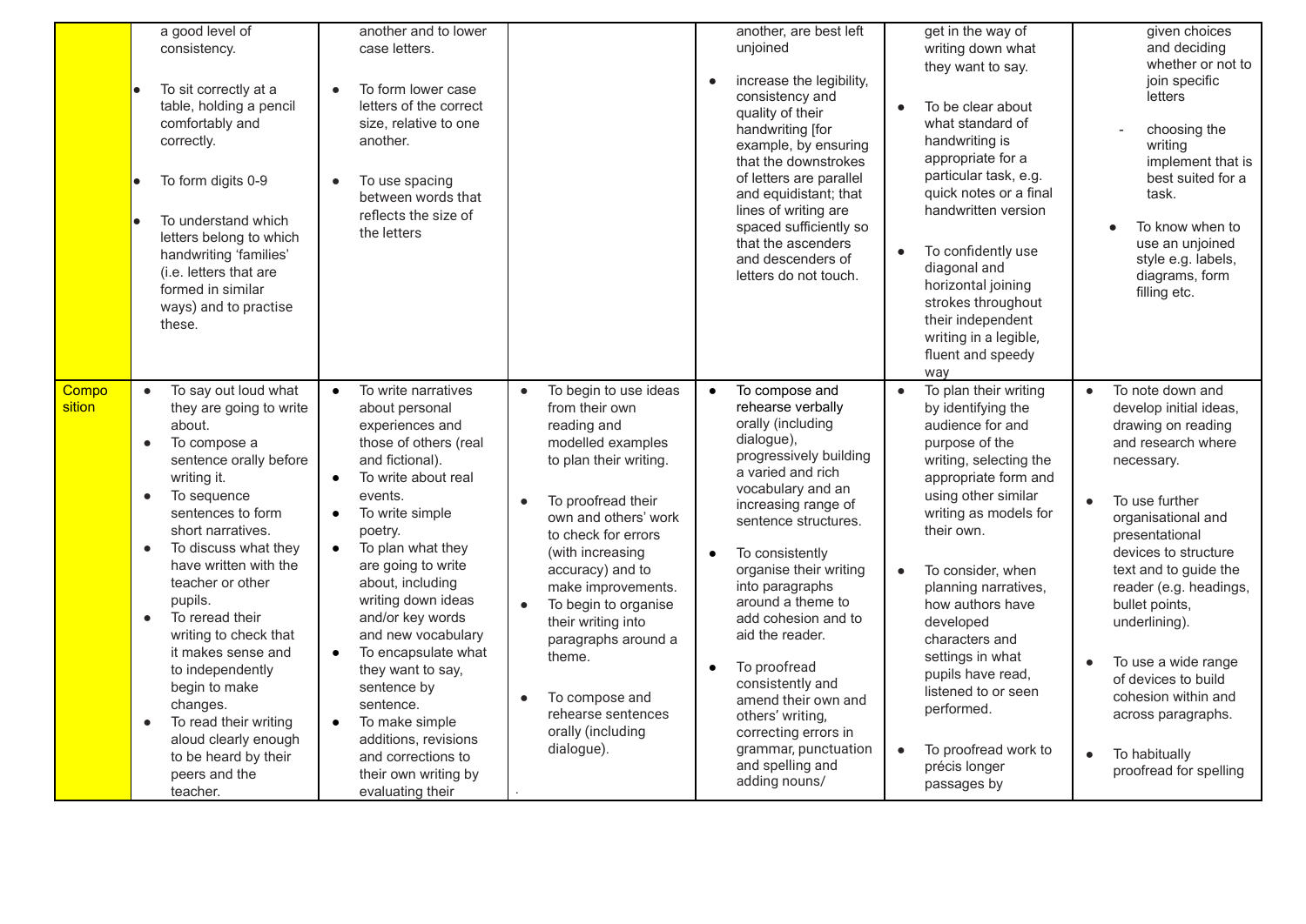| | | | | | | |
|---|---|---|---|---|---|---|
| | a good level of consistency.<br><br>• To sit correctly at a table, holding a pencil comfortably and correctly.<br><br>• To form digits 0-9<br><br>• To understand which letters belong to which handwriting 'families' (i.e. letters that are formed in similar ways) and to practise these. | another and to lower case letters.<br><br>• To form lower case letters of the correct size, relative to one another.<br><br>• To use spacing between words that reflects the size of the letters | | another, are best left unjoined<br><br>• increase the legibility, consistency and quality of their handwriting [for example, by ensuring that the downstrokes of letters are parallel and equidistant; that lines of writing are spaced sufficiently so that the ascenders and descenders of letters do not touch. | get in the way of writing down what they want to say.<br><br>• To be clear about what standard of handwriting is appropriate for a particular task, e.g. quick notes or a final handwritten version<br><br>• To confidently use diagonal and horizontal joining strokes throughout their independent writing in a legible, fluent and speedy way | given choices and deciding whether or not to join specific letters<br><br>- choosing the writing implement that is best suited for a task.<br><br>• To know when to use an unjoined style e.g. labels, diagrams, form filling etc. |
| Composition | • To say out loud what they are going to write about.<br>• To compose a sentence orally before writing it.<br>• To sequence sentences to form short narratives.<br>• To discuss what they have written with the teacher or other pupils.<br>• To reread their writing to check that it makes sense and to independently begin to make changes.<br>• To read their writing aloud clearly enough to be heard by their peers and the teacher. | • To write narratives about personal experiences and those of others (real and fictional).<br>• To write about real events.<br>• To write simple poetry.<br>• To plan what they are going to write about, including writing down ideas and/or key words and new vocabulary<br>• To encapsulate what they want to say, sentence by sentence.<br>• To make simple additions, revisions and corrections to their own writing by evaluating their | • To begin to use ideas from their own reading and modelled examples to plan their writing.<br><br>• To proofread their own and others' work to check for errors (with increasing accuracy) and to make improvements.<br>• To begin to organise their writing into paragraphs around a theme.<br><br>• To compose and rehearse sentences orally (including dialogue).<br><br>. | • To compose and rehearse verbally orally (including dialogue), progressively building a varied and rich vocabulary and an increasing range of sentence structures.<br><br>• To consistently organise their writing into paragraphs around a theme to add cohesion and to aid the reader.<br><br>• To proofread consistently and amend their own and others' writing, correcting errors in grammar, punctuation and spelling and adding nouns/ | • To plan their writing by identifying the audience for and purpose of the writing, selecting the appropriate form and using other similar writing as models for their own.<br><br>• To consider, when planning narratives, how authors have developed characters and settings in what pupils have read, listened to or seen performed.<br><br>• To proofread work to précis longer passages by | • To note down and develop initial ideas, drawing on reading and research where necessary.<br><br>• To use further organisational and presentational devices to structure text and to guide the reader (e.g. headings, bullet points, underlining).<br><br>• To use a wide range of devices to build cohesion within and across paragraphs.<br><br>• To habitually proofread for spelling |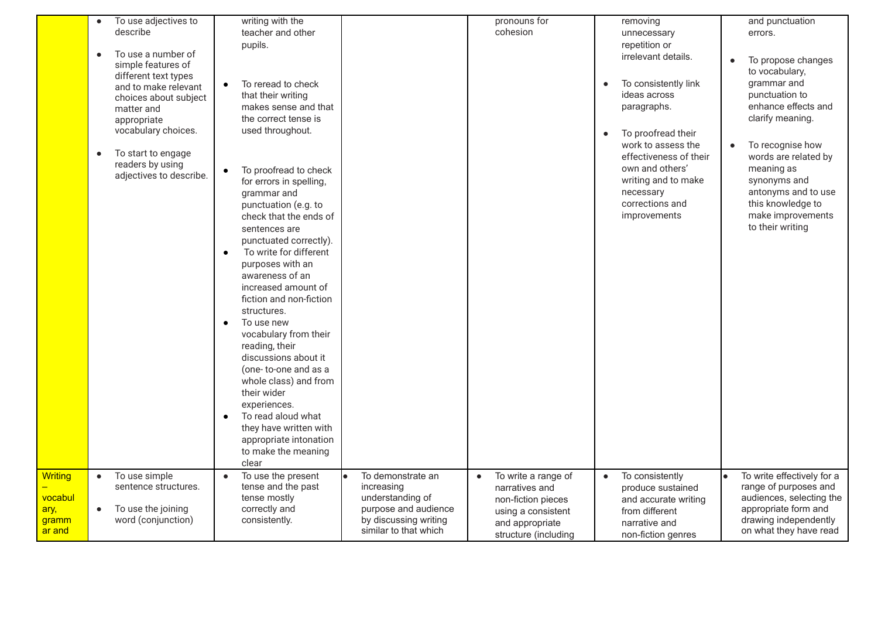| | | | | | | | |
|---|---|---|---|---|---|---|---|
| | • To use adjectives to describe<br><br>• To use a number of simple features of different text types and to make relevant choices about subject matter and appropriate vocabulary choices.<br><br>• To start to engage readers by using adjectives to describe. | writing with the teacher and other pupils.<br><br>• To reread to check that their writing makes sense and that the correct tense is used throughout.<br><br>• To proofread to check for errors in spelling, grammar and punctuation (e.g. to check that the ends of sentences are punctuated correctly).<br>• To write for different purposes with an awareness of an increased amount of fiction and non-fiction structures.<br>• To use new vocabulary from their reading, their discussions about it (one- to-one and as a whole class) and from their wider experiences.<br>• To read aloud what they have written with appropriate intonation to make the meaning clear | | pronouns for cohesion | removing unnecessary repetition or irrelevant details.<br><br>• To consistently link ideas across paragraphs.<br><br>• To proofread their work to assess the effectiveness of their own and others' writing and to make necessary corrections and improvements | and punctuation errors.<br><br>• To propose changes to vocabulary, grammar and punctuation to enhance effects and clarify meaning.<br><br>• To recognise how words are related by meaning as synonyms and antonyms and to use this knowledge to make improvements to their writing |
| Writing – vocabulary, grammar and | • To use simple sentence structures.<br><br>• To use the joining word (conjunction) | • To use the present tense and the past tense mostly correctly and consistently. | • To demonstrate an increasing understanding of purpose and audience by discussing writing similar to that which | • To write a range of narratives and non-fiction pieces using a consistent and appropriate structure (including | • To consistently produce sustained and accurate writing from different narrative and non-fiction genres | • To write effectively for a range of purposes and audiences, selecting the appropriate form and drawing independently on what they have read |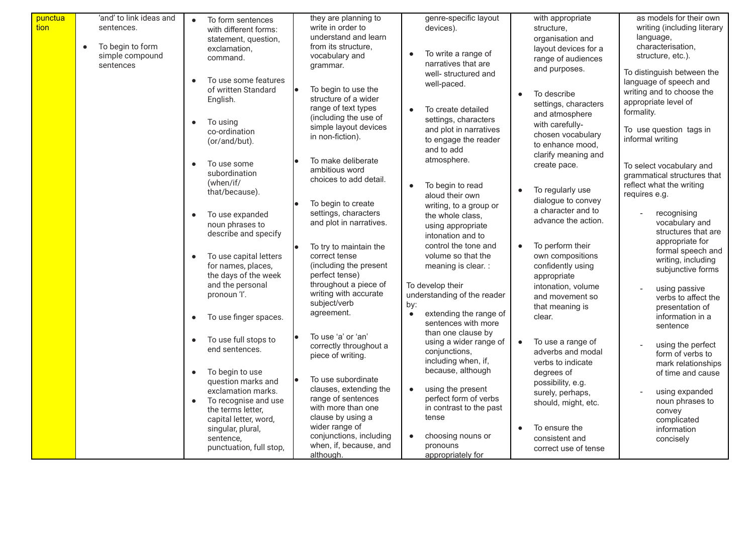| punctuation | 'and' to link ideas and sentences.<br><br>● To begin to form simple compound sentences | ● To form sentences with different forms: statement, question, exclamation, command.<br><br>● To use some features of written Standard English.<br><br>● To using co-ordination (or/and/but).<br><br>● To use some subordination (when/if/ that/because).<br><br>● To use expanded noun phrases to describe and specify<br><br>● To use capital letters for names, places, the days of the week and the personal pronoun 'I'.<br><br>● To use finger spaces.<br><br>● To use full stops to end sentences.<br><br>● To begin to use question marks and exclamation marks.<br>● To recognise and use the terms letter, capital letter, word, singular, plural, sentence, punctuation, full stop, | they are planning to write in order to understand and learn from its structure, vocabulary and grammar.<br><br>● To begin to use the structure of a wider range of text types (including the use of simple layout devices in non-fiction).<br><br>● To make deliberate ambitious word choices to add detail.<br><br>● To begin to create settings, characters and plot in narratives.<br><br>● To try to maintain the correct tense (including the present perfect tense) throughout a piece of writing with accurate subject/verb agreement.<br><br>● To use 'a' or 'an' correctly throughout a piece of writing.<br><br>● To use subordinate clauses, extending the range of sentences with more than one clause by using a wider range of conjunctions, including when, if, because, and although. | genre-specific layout devices).<br><br>● To write a range of narratives that are well- structured and well-paced.<br><br>● To create detailed settings, characters and plot in narratives to engage the reader and to add atmosphere.<br><br>● To begin to read aloud their own writing, to a group or the whole class, using appropriate intonation and to control the tone and volume so that the meaning is clear. :<br><br>To develop their understanding of the reader by:<br>● extending the range of sentences with more than one clause by using a wider range of conjunctions, including when, if, because, although<br><br>● using the present perfect form of verbs in contrast to the past tense<br><br>● choosing nouns or pronouns appropriately for | with appropriate structure, organisation and layout devices for a range of audiences and purposes.<br><br>● To describe settings, characters and atmosphere with carefully-chosen vocabulary to enhance mood, clarify meaning and create pace.<br><br>● To regularly use dialogue to convey a character and to advance the action.<br><br>● To perform their own compositions confidently using appropriate intonation, volume and movement so that meaning is clear.<br><br>● To use a range of adverbs and modal verbs to indicate degrees of possibility, e.g. surely, perhaps, should, might, etc.<br><br>● To ensure the consistent and correct use of tense | as models for their own writing (including literary language, characterisation, structure, etc.).<br><br>To distinguish between the language of speech and writing and to choose the appropriate level of formality.<br><br>To use question tags in informal writing<br><br>To select vocabulary and grammatical structures that reflect what the writing requires e.g.<br><br>- recognising vocabulary and structures that are appropriate for formal speech and writing, including subjunctive forms<br><br>- using passive verbs to affect the presentation of information in a sentence<br><br>- using the perfect form of verbs to mark relationships of time and cause<br><br>- using expanded noun phrases to convey complicated information concisely |
|---|---|---|---|---|---|---|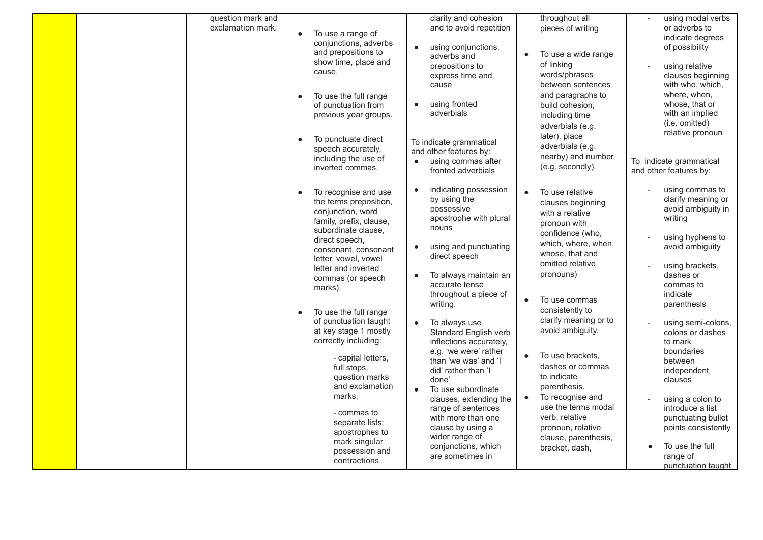| | | | | | | |
|---|---|---|---|---|---|---|
| | | question mark and exclamation mark. | • To use a range of conjunctions, adverbs and prepositions to show time, place and cause.<br><br>• To use the full range of punctuation from previous year groups.<br><br>• To punctuate direct speech accurately, including the use of inverted commas.<br><br>• To recognise and use the terms preposition, conjunction, word family, prefix, clause, subordinate clause, direct speech, consonant, consonant letter, vowel, vowel letter and inverted commas (or speech marks).<br><br>• To use the full range of punctuation taught at key stage 1 mostly correctly including:<br>- capital letters, full stops, question marks and exclamation marks;<br>- commas to separate lists; apostrophes to mark singular possession and contractions. | clarity and cohesion and to avoid repetition<br><br>• using conjunctions, adverbs and prepositions to express time and cause<br><br>• using fronted adverbials<br><br>To indicate grammatical and other features by:<br>• using commas after fronted adverbials<br><br>• indicating possession by using the possessive apostrophe with plural nouns<br><br>• using and punctuating direct speech<br><br>• To always maintain an accurate tense throughout a piece of writing.<br><br>• To always use Standard English verb inflections accurately, e.g. 'we were' rather than 'we was' and 'I did' rather than 'I done'<br>• To use subordinate clauses, extending the range of sentences with more than one clause by using a wider range of conjunctions, which are sometimes in | throughout all pieces of writing<br><br>• To use a wide range of linking words/phrases between sentences and paragraphs to build cohesion, including time adverbials (e.g. later), place adverbials (e.g. nearby) and number (e.g. secondly).<br><br>• To use relative clauses beginning with a relative pronoun with confidence (who, which, where, when, whose, that and omitted relative pronouns)<br><br>• To use commas consistently to clarify meaning or to avoid ambiguity.<br><br>• To use brackets, dashes or commas to indicate parenthesis.<br>• To recognise and use the terms modal verb, relative pronoun, relative clause, parenthesis, bracket, dash, | - using modal verbs or adverbs to indicate degrees of possibility<br><br>- using relative clauses beginning with who, which, where, when, whose, that or with an implied (i.e. omitted) relative pronoun<br><br>To indicate grammatical and other features by:<br><br>- using commas to clarify meaning or avoid ambiguity in writing<br><br>- using hyphens to avoid ambiguity<br><br>- using brackets, dashes or commas to indicate parenthesis<br><br>- using semi-colons, colons or dashes to mark boundaries between independent clauses<br><br>- using a colon to introduce a list punctuating bullet points consistently<br><br>• To use the full range of punctuation taught |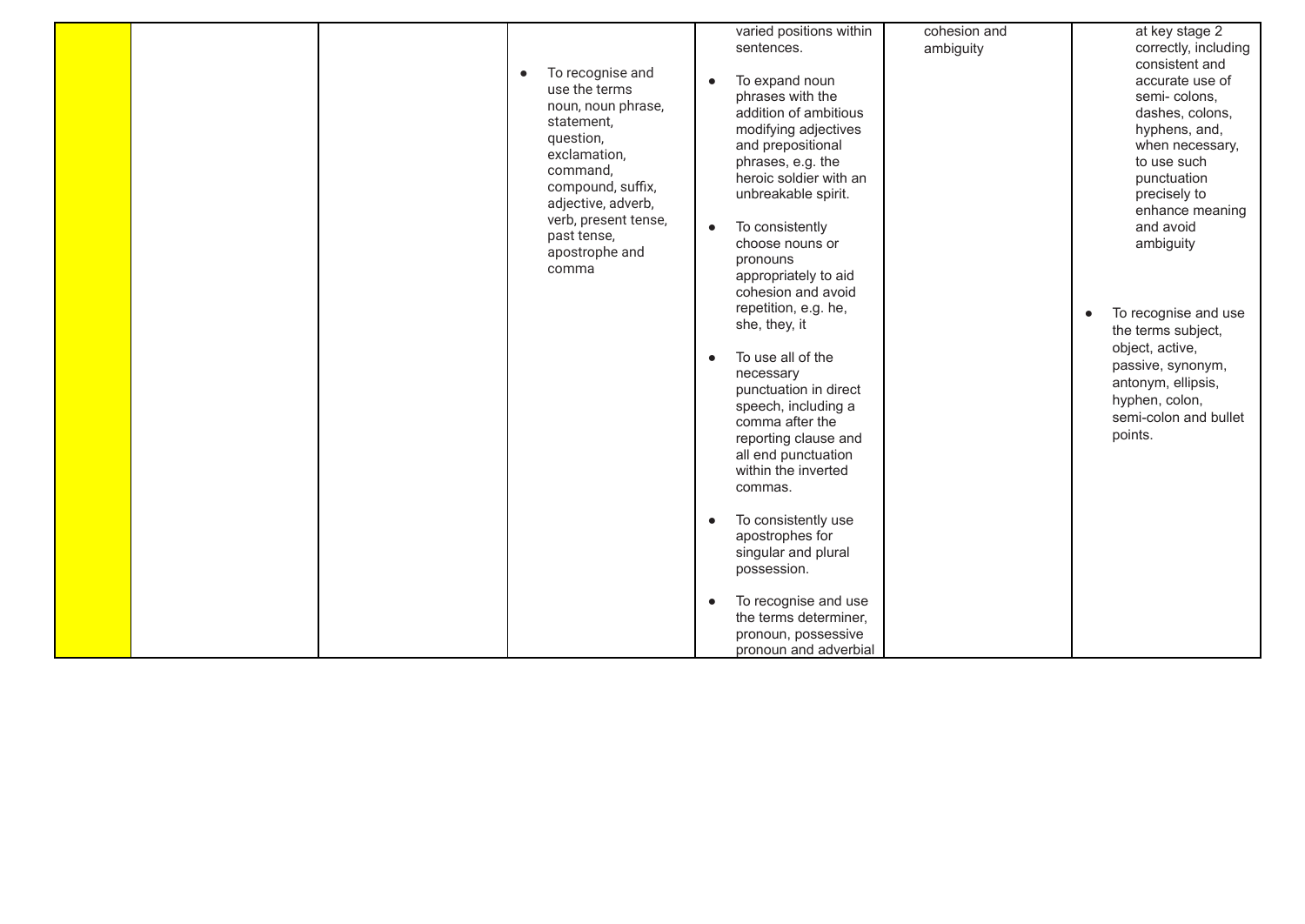| | | | | | | |
|---|---|---|---|---|---|---|
| | | | <ul><li>To recognise and use the terms noun, noun phrase, statement, question, exclamation, command, compound, suffix, adjective, adverb, verb, present tense, past tense, apostrophe and comma</li></ul> | varied positions within sentences.<ul><li>To expand noun phrases with the addition of ambitious modifying adjectives and prepositional phrases, e.g. the heroic soldier with an unbreakable spirit.</li><li>To consistently choose nouns or pronouns appropriately to aid cohesion and avoid repetition, e.g. he, she, they, it</li><li>To use all of the necessary punctuation in direct speech, including a comma after the reporting clause and all end punctuation within the inverted commas.</li><li>To consistently use apostrophes for singular and plural possession.</li><li>To recognise and use the terms determiner, pronoun, possessive pronoun and adverbial</li></ul> | cohesion and ambiguity | at key stage 2 correctly, including consistent and accurate use of semi- colons, dashes, colons, hyphens, and, when necessary, to use such punctuation precisely to enhance meaning and avoid ambiguity<ul><li>To recognise and use the terms subject, object, active, passive, synonym, antonym, ellipsis, hyphen, colon, semi-colon and bullet points.</li></ul> |